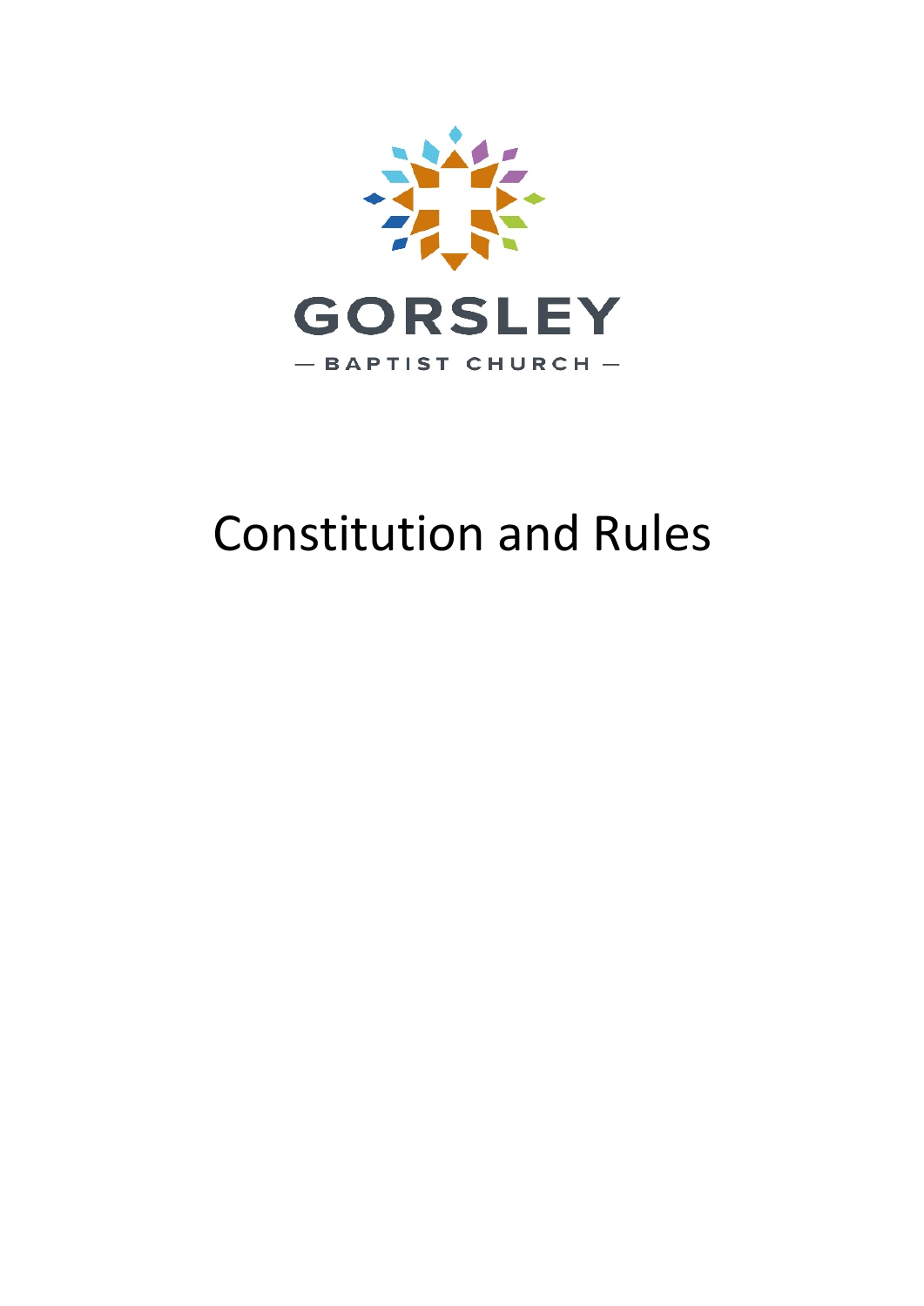GORSLEY

— BAPTIST CHURCH —

# Constitution and Rules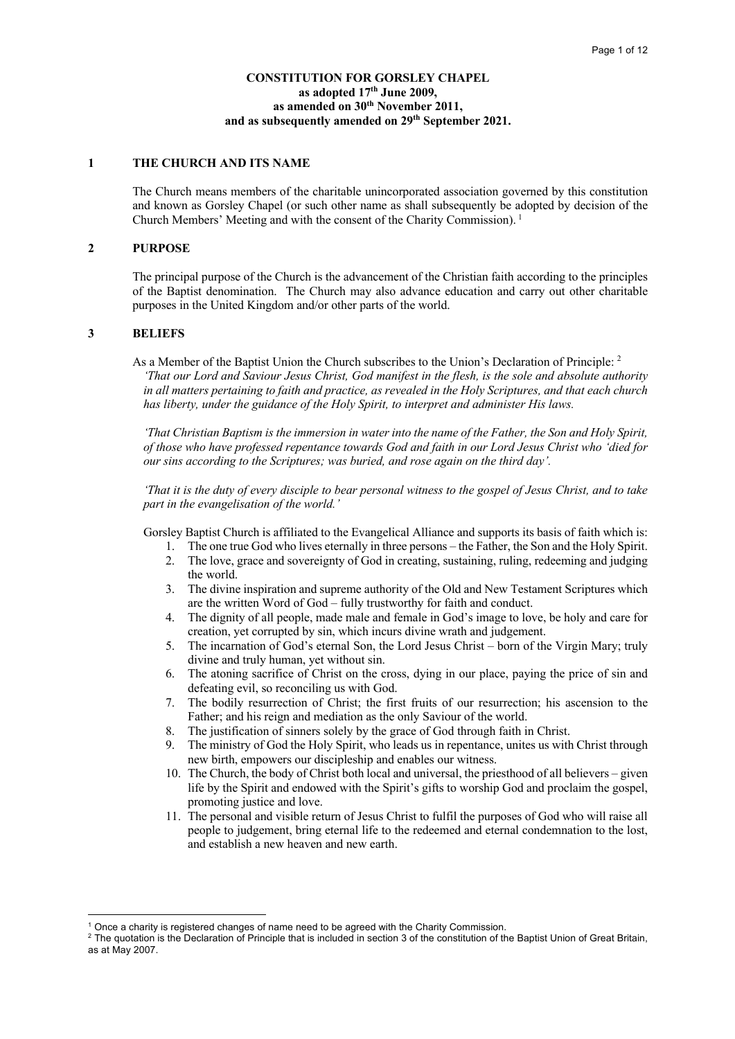**CONSTITUTION FOR GORSLEY CHAPEL**
**as adopted 17th June 2009,**
**as amended on 30th November 2011,**
**and as subsequently amended on 29th September 2021.**

## 1 THE CHURCH AND ITS NAME

The Church means members of the charitable unincorporated association governed by this constitution and known as Gorsley Chapel (or such other name as shall subsequently be adopted by decision of the Church Members' Meeting and with the consent of the Charity Commission). [1]

## 2 PURPOSE

The principal purpose of the Church is the advancement of the Christian faith according to the principles of the Baptist denomination. The Church may also advance education and carry out other charitable purposes in the United Kingdom and/or other parts of the world.

## 3 BELIEFS

As a Member of the Baptist Union the Church subscribes to the Union's Declaration of Principle: [2]

*'That our Lord and Saviour Jesus Christ, God manifest in the flesh, is the sole and absolute authority in all matters pertaining to faith and practice, as revealed in the Holy Scriptures, and that each church has liberty, under the guidance of the Holy Spirit, to interpret and administer His laws.*

*'That Christian Baptism is the immersion in water into the name of the Father, the Son and Holy Spirit, of those who have professed repentance towards God and faith in our Lord Jesus Christ who 'died for our sins according to the Scriptures; was buried, and rose again on the third day'.*

*'That it is the duty of every disciple to bear personal witness to the gospel of Jesus Christ, and to take part in the evangelisation of the world.'*

Gorsley Baptist Church is affiliated to the Evangelical Alliance and supports its basis of faith which is:

1. The one true God who lives eternally in three persons – the Father, the Son and the Holy Spirit.
2. The love, grace and sovereignty of God in creating, sustaining, ruling, redeeming and judging the world.
3. The divine inspiration and supreme authority of the Old and New Testament Scriptures which are the written Word of God – fully trustworthy for faith and conduct.
4. The dignity of all people, made male and female in God's image to love, be holy and care for creation, yet corrupted by sin, which incurs divine wrath and judgement.
5. The incarnation of God's eternal Son, the Lord Jesus Christ – born of the Virgin Mary; truly divine and truly human, yet without sin.
6. The atoning sacrifice of Christ on the cross, dying in our place, paying the price of sin and defeating evil, so reconciling us with God.
7. The bodily resurrection of Christ; the first fruits of our resurrection; his ascension to the Father; and his reign and mediation as the only Saviour of the world.
8. The justification of sinners solely by the grace of God through faith in Christ.
9. The ministry of God the Holy Spirit, who leads us in repentance, unites us with Christ through new birth, empowers our discipleship and enables our witness.
10. The Church, the body of Christ both local and universal, the priesthood of all believers – given life by the Spirit and endowed with the Spirit's gifts to worship God and proclaim the gospel, promoting justice and love.
11. The personal and visible return of Jesus Christ to fulfil the purposes of God who will raise all people to judgement, bring eternal life to the redeemed and eternal condemnation to the lost, and establish a new heaven and new earth.

---

[1] Once a charity is registered changes of name need to be agreed with the Charity Commission.

[2] The quotation is the Declaration of Principle that is included in section 3 of the constitution of the Baptist Union of Great Britain, as at May 2007.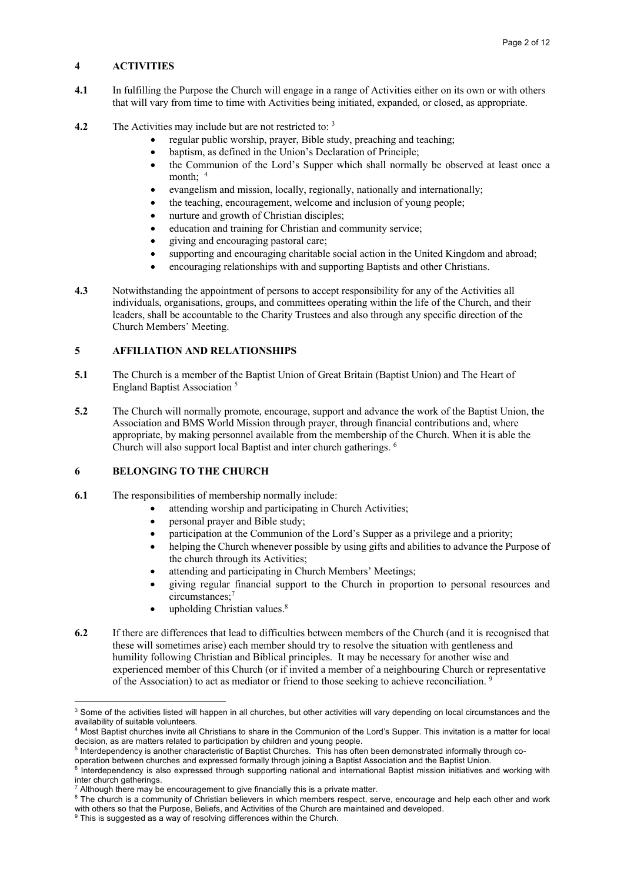## 4 ACTIVITIES

**4.1** In fulfilling the Purpose the Church will engage in a range of Activities either on its own or with others that will vary from time to time with Activities being initiated, expanded, or closed, as appropriate.

**4.2** The Activities may include but are not restricted to: [3]

- regular public worship, prayer, Bible study, preaching and teaching;
- baptism, as defined in the Union's Declaration of Principle;
- the Communion of the Lord's Supper which shall normally be observed at least once a month; [4]
- evangelism and mission, locally, regionally, nationally and internationally;
- the teaching, encouragement, welcome and inclusion of young people;
- nurture and growth of Christian disciples;
- education and training for Christian and community service;
- giving and encouraging pastoral care;
- supporting and encouraging charitable social action in the United Kingdom and abroad;
- encouraging relationships with and supporting Baptists and other Christians.

**4.3** Notwithstanding the appointment of persons to accept responsibility for any of the Activities all individuals, organisations, groups, and committees operating within the life of the Church, and their leaders, shall be accountable to the Charity Trustees and also through any specific direction of the Church Members' Meeting.

## 5 AFFILIATION AND RELATIONSHIPS

**5.1** The Church is a member of the Baptist Union of Great Britain (Baptist Union) and The Heart of England Baptist Association [5]

**5.2** The Church will normally promote, encourage, support and advance the work of the Baptist Union, the Association and BMS World Mission through prayer, through financial contributions and, where appropriate, by making personnel available from the membership of the Church. When it is able the Church will also support local Baptist and inter church gatherings. [6]

## 6 BELONGING TO THE CHURCH

**6.1** The responsibilities of membership normally include:

- attending worship and participating in Church Activities;
- personal prayer and Bible study;
- participation at the Communion of the Lord's Supper as a privilege and a priority;
- helping the Church whenever possible by using gifts and abilities to advance the Purpose of the church through its Activities;
- attending and participating in Church Members' Meetings;
- giving regular financial support to the Church in proportion to personal resources and circumstances;[7]
- upholding Christian values.[8]

**6.2** If there are differences that lead to difficulties between members of the Church (and it is recognised that these will sometimes arise) each member should try to resolve the situation with gentleness and humility following Christian and Biblical principles. It may be necessary for another wise and experienced member of this Church (or if invited a member of a neighbouring Church or representative of the Association) to act as mediator or friend to those seeking to achieve reconciliation. [9]

---

[3] Some of the activities listed will happen in all churches, but other activities will vary depending on local circumstances and the availability of suitable volunteers.

[4] Most Baptist churches invite all Christians to share in the Communion of the Lord's Supper. This invitation is a matter for local decision, as are matters related to participation by children and young people.

[5] Interdependency is another characteristic of Baptist Churches. This has often been demonstrated informally through co-operation between churches and expressed formally through joining a Baptist Association and the Baptist Union.

[6] Interdependency is also expressed through supporting national and international Baptist mission initiatives and working with inter church gatherings.

[7] Although there may be encouragement to give financially this is a private matter.

[8] The church is a community of Christian believers in which members respect, serve, encourage and help each other and work with others so that the Purpose, Beliefs, and Activities of the Church are maintained and developed.

[9] This is suggested as a way of resolving differences within the Church.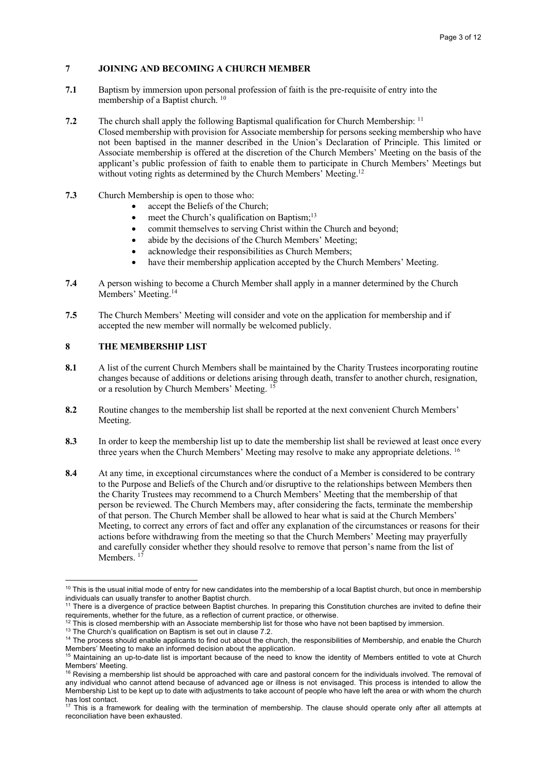## 7 JOINING AND BECOMING A CHURCH MEMBER

**7.1** Baptism by immersion upon personal profession of faith is the pre-requisite of entry into the membership of a Baptist church. [10]

**7.2** The church shall apply the following Baptismal qualification for Church Membership: [11]
Closed membership with provision for Associate membership for persons seeking membership who have not been baptised in the manner described in the Union's Declaration of Principle. This limited or Associate membership is offered at the discretion of the Church Members' Meeting on the basis of the applicant's public profession of faith to enable them to participate in Church Members' Meetings but without voting rights as determined by the Church Members' Meeting.[12]

**7.3** Church Membership is open to those who:

- accept the Beliefs of the Church;
- meet the Church's qualification on Baptism;[13]
- commit themselves to serving Christ within the Church and beyond;
- abide by the decisions of the Church Members' Meeting;
- acknowledge their responsibilities as Church Members;
- have their membership application accepted by the Church Members' Meeting.

**7.4** A person wishing to become a Church Member shall apply in a manner determined by the Church Members' Meeting.[14]

**7.5** The Church Members' Meeting will consider and vote on the application for membership and if accepted the new member will normally be welcomed publicly.

## 8 THE MEMBERSHIP LIST

**8.1** A list of the current Church Members shall be maintained by the Charity Trustees incorporating routine changes because of additions or deletions arising through death, transfer to another church, resignation, or a resolution by Church Members' Meeting. [15]

**8.2** Routine changes to the membership list shall be reported at the next convenient Church Members' Meeting.

**8.3** In order to keep the membership list up to date the membership list shall be reviewed at least once every three years when the Church Members' Meeting may resolve to make any appropriate deletions. [16]

**8.4** At any time, in exceptional circumstances where the conduct of a Member is considered to be contrary to the Purpose and Beliefs of the Church and/or disruptive to the relationships between Members then the Charity Trustees may recommend to a Church Members' Meeting that the membership of that person be reviewed. The Church Members may, after considering the facts, terminate the membership of that person. The Church Member shall be allowed to hear what is said at the Church Members' Meeting, to correct any errors of fact and offer any explanation of the circumstances or reasons for their actions before withdrawing from the meeting so that the Church Members' Meeting may prayerfully and carefully consider whether they should resolve to remove that person's name from the list of Members. [17]

---

[10] This is the usual initial mode of entry for new candidates into the membership of a local Baptist church, but once in membership individuals can usually transfer to another Baptist church.

[11] There is a divergence of practice between Baptist churches. In preparing this Constitution churches are invited to define their requirements, whether for the future, as a reflection of current practice, or otherwise.

[12] This is closed membership with an Associate membership list for those who have not been baptised by immersion.

[13] The Church's qualification on Baptism is set out in clause 7.2.

[14] The process should enable applicants to find out about the church, the responsibilities of Membership, and enable the Church Members' Meeting to make an informed decision about the application.

[15] Maintaining an up-to-date list is important because of the need to know the identity of Members entitled to vote at Church Members' Meeting.

[16] Revising a membership list should be approached with care and pastoral concern for the individuals involved. The removal of any individual who cannot attend because of advanced age or illness is not envisaged. This process is intended to allow the Membership List to be kept up to date with adjustments to take account of people who have left the area or with whom the church has lost contact.

[17] This is a framework for dealing with the termination of membership. The clause should operate only after all attempts at reconciliation have been exhausted.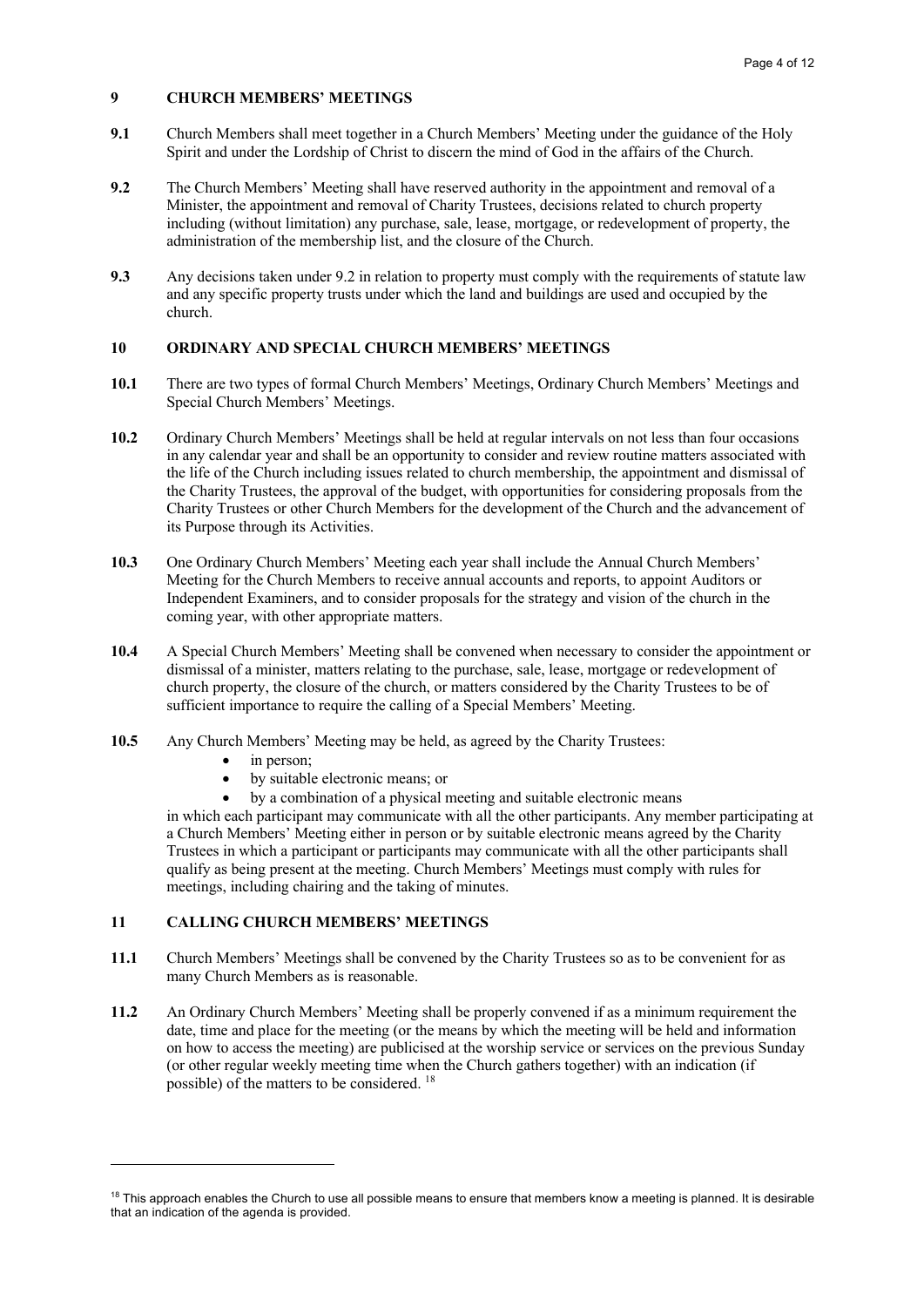## 9 CHURCH MEMBERS' MEETINGS

**9.1** Church Members shall meet together in a Church Members' Meeting under the guidance of the Holy Spirit and under the Lordship of Christ to discern the mind of God in the affairs of the Church.

**9.2** The Church Members' Meeting shall have reserved authority in the appointment and removal of a Minister, the appointment and removal of Charity Trustees, decisions related to church property including (without limitation) any purchase, sale, lease, mortgage, or redevelopment of property, the administration of the membership list, and the closure of the Church.

**9.3** Any decisions taken under 9.2 in relation to property must comply with the requirements of statute law and any specific property trusts under which the land and buildings are used and occupied by the church.

## 10 ORDINARY AND SPECIAL CHURCH MEMBERS' MEETINGS

**10.1** There are two types of formal Church Members' Meetings, Ordinary Church Members' Meetings and Special Church Members' Meetings.

**10.2** Ordinary Church Members' Meetings shall be held at regular intervals on not less than four occasions in any calendar year and shall be an opportunity to consider and review routine matters associated with the life of the Church including issues related to church membership, the appointment and dismissal of the Charity Trustees, the approval of the budget, with opportunities for considering proposals from the Charity Trustees or other Church Members for the development of the Church and the advancement of its Purpose through its Activities.

**10.3** One Ordinary Church Members' Meeting each year shall include the Annual Church Members' Meeting for the Church Members to receive annual accounts and reports, to appoint Auditors or Independent Examiners, and to consider proposals for the strategy and vision of the church in the coming year, with other appropriate matters.

**10.4** A Special Church Members' Meeting shall be convened when necessary to consider the appointment or dismissal of a minister, matters relating to the purchase, sale, lease, mortgage or redevelopment of church property, the closure of the church, or matters considered by the Charity Trustees to be of sufficient importance to require the calling of a Special Members' Meeting.

**10.5** Any Church Members' Meeting may be held, as agreed by the Charity Trustees:

- in person;
- by suitable electronic means; or
- by a combination of a physical meeting and suitable electronic means

in which each participant may communicate with all the other participants. Any member participating at a Church Members' Meeting either in person or by suitable electronic means agreed by the Charity Trustees in which a participant or participants may communicate with all the other participants shall qualify as being present at the meeting. Church Members' Meetings must comply with rules for meetings, including chairing and the taking of minutes.

## 11 CALLING CHURCH MEMBERS' MEETINGS

**11.1** Church Members' Meetings shall be convened by the Charity Trustees so as to be convenient for as many Church Members as is reasonable.

**11.2** An Ordinary Church Members' Meeting shall be properly convened if as a minimum requirement the date, time and place for the meeting (or the means by which the meeting will be held and information on how to access the meeting) are publicised at the worship service or services on the previous Sunday (or other regular weekly meeting time when the Church gathers together) with an indication (if possible) of the matters to be considered. [18]

---

[18] This approach enables the Church to use all possible means to ensure that members know a meeting is planned. It is desirable that an indication of the agenda is provided.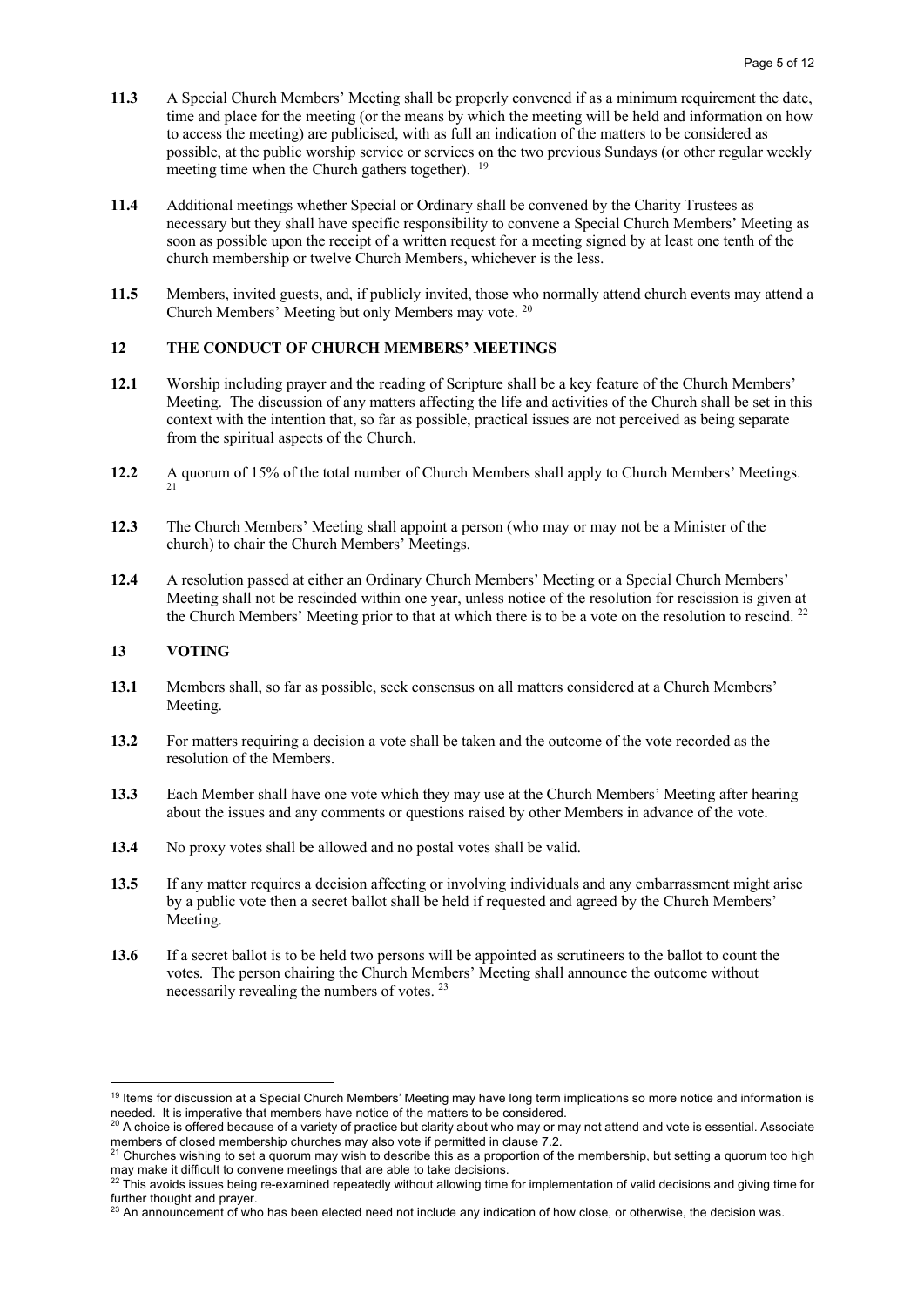**11.3** A Special Church Members' Meeting shall be properly convened if as a minimum requirement the date, time and place for the meeting (or the means by which the meeting will be held and information on how to access the meeting) are publicised, with as full an indication of the matters to be considered as possible, at the public worship service or services on the two previous Sundays (or other regular weekly meeting time when the Church gathers together). [19]

**11.4** Additional meetings whether Special or Ordinary shall be convened by the Charity Trustees as necessary but they shall have specific responsibility to convene a Special Church Members' Meeting as soon as possible upon the receipt of a written request for a meeting signed by at least one tenth of the church membership or twelve Church Members, whichever is the less.

**11.5** Members, invited guests, and, if publicly invited, those who normally attend church events may attend a Church Members' Meeting but only Members may vote. [20]

## 12 THE CONDUCT OF CHURCH MEMBERS' MEETINGS

**12.1** Worship including prayer and the reading of Scripture shall be a key feature of the Church Members' Meeting. The discussion of any matters affecting the life and activities of the Church shall be set in this context with the intention that, so far as possible, practical issues are not perceived as being separate from the spiritual aspects of the Church.

**12.2** A quorum of 15% of the total number of Church Members shall apply to Church Members' Meetings. [21]

**12.3** The Church Members' Meeting shall appoint a person (who may or may not be a Minister of the church) to chair the Church Members' Meetings.

**12.4** A resolution passed at either an Ordinary Church Members' Meeting or a Special Church Members' Meeting shall not be rescinded within one year, unless notice of the resolution for rescission is given at the Church Members' Meeting prior to that at which there is to be a vote on the resolution to rescind. [22]

## 13 VOTING

**13.1** Members shall, so far as possible, seek consensus on all matters considered at a Church Members' Meeting.

**13.2** For matters requiring a decision a vote shall be taken and the outcome of the vote recorded as the resolution of the Members.

**13.3** Each Member shall have one vote which they may use at the Church Members' Meeting after hearing about the issues and any comments or questions raised by other Members in advance of the vote.

**13.4** No proxy votes shall be allowed and no postal votes shall be valid.

**13.5** If any matter requires a decision affecting or involving individuals and any embarrassment might arise by a public vote then a secret ballot shall be held if requested and agreed by the Church Members' Meeting.

**13.6** If a secret ballot is to be held two persons will be appointed as scrutineers to the ballot to count the votes. The person chairing the Church Members' Meeting shall announce the outcome without necessarily revealing the numbers of votes. [23]

---

[19] Items for discussion at a Special Church Members' Meeting may have long term implications so more notice and information is needed. It is imperative that members have notice of the matters to be considered.

[20] A choice is offered because of a variety of practice but clarity about who may or may not attend and vote is essential. Associate members of closed membership churches may also vote if permitted in clause 7.2.

[21] Churches wishing to set a quorum may wish to describe this as a proportion of the membership, but setting a quorum too high may make it difficult to convene meetings that are able to take decisions.

[22] This avoids issues being re-examined repeatedly without allowing time for implementation of valid decisions and giving time for further thought and prayer.

[23] An announcement of who has been elected need not include any indication of how close, or otherwise, the decision was.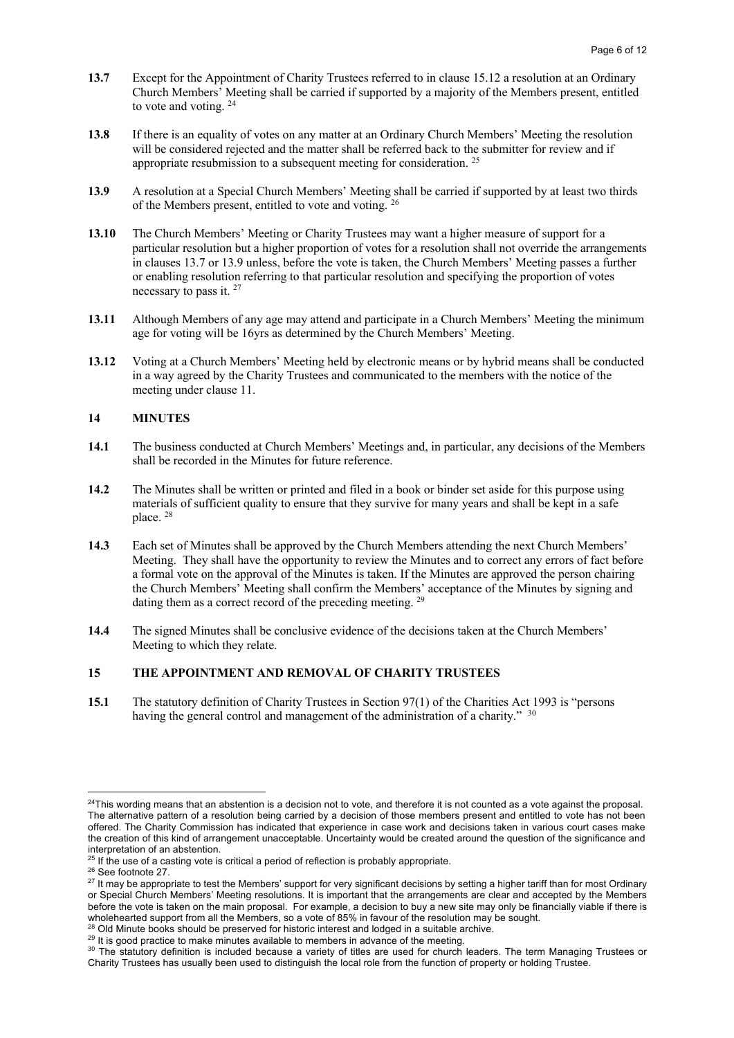**13.7** Except for the Appointment of Charity Trustees referred to in clause 15.12 a resolution at an Ordinary Church Members' Meeting shall be carried if supported by a majority of the Members present, entitled to vote and voting. [24]

**13.8** If there is an equality of votes on any matter at an Ordinary Church Members' Meeting the resolution will be considered rejected and the matter shall be referred back to the submitter for review and if appropriate resubmission to a subsequent meeting for consideration. [25]

**13.9** A resolution at a Special Church Members' Meeting shall be carried if supported by at least two thirds of the Members present, entitled to vote and voting. [26]

**13.10** The Church Members' Meeting or Charity Trustees may want a higher measure of support for a particular resolution but a higher proportion of votes for a resolution shall not override the arrangements in clauses 13.7 or 13.9 unless, before the vote is taken, the Church Members' Meeting passes a further or enabling resolution referring to that particular resolution and specifying the proportion of votes necessary to pass it. [27]

**13.11** Although Members of any age may attend and participate in a Church Members' Meeting the minimum age for voting will be 16yrs as determined by the Church Members' Meeting.

**13.12** Voting at a Church Members' Meeting held by electronic means or by hybrid means shall be conducted in a way agreed by the Charity Trustees and communicated to the members with the notice of the meeting under clause 11.

## 14 MINUTES

**14.1** The business conducted at Church Members' Meetings and, in particular, any decisions of the Members shall be recorded in the Minutes for future reference.

**14.2** The Minutes shall be written or printed and filed in a book or binder set aside for this purpose using materials of sufficient quality to ensure that they survive for many years and shall be kept in a safe place. [28]

**14.3** Each set of Minutes shall be approved by the Church Members attending the next Church Members' Meeting. They shall have the opportunity to review the Minutes and to correct any errors of fact before a formal vote on the approval of the Minutes is taken. If the Minutes are approved the person chairing the Church Members' Meeting shall confirm the Members' acceptance of the Minutes by signing and dating them as a correct record of the preceding meeting. [29]

**14.4** The signed Minutes shall be conclusive evidence of the decisions taken at the Church Members' Meeting to which they relate.

## 15 THE APPOINTMENT AND REMOVAL OF CHARITY TRUSTEES

**15.1** The statutory definition of Charity Trustees in Section 97(1) of the Charities Act 1993 is "persons having the general control and management of the administration of a charity." [30]

---

[24] This wording means that an abstention is a decision not to vote, and therefore it is not counted as a vote against the proposal. The alternative pattern of a resolution being carried by a decision of those members present and entitled to vote has not been offered. The Charity Commission has indicated that experience in case work and decisions taken in various court cases make the creation of this kind of arrangement unacceptable. Uncertainty would be created around the question of the significance and interpretation of an abstention.

[25] If the use of a casting vote is critical a period of reflection is probably appropriate.

[26] See footnote 27.

[27] It may be appropriate to test the Members' support for very significant decisions by setting a higher tariff than for most Ordinary or Special Church Members' Meeting resolutions. It is important that the arrangements are clear and accepted by the Members before the vote is taken on the main proposal. For example, a decision to buy a new site may only be financially viable if there is wholehearted support from all the Members, so a vote of 85% in favour of the resolution may be sought.

[28] Old Minute books should be preserved for historic interest and lodged in a suitable archive.

[29] It is good practice to make minutes available to members in advance of the meeting.

[30] The statutory definition is included because a variety of titles are used for church leaders. The term Managing Trustees or Charity Trustees has usually been used to distinguish the local role from the function of property or holding Trustee.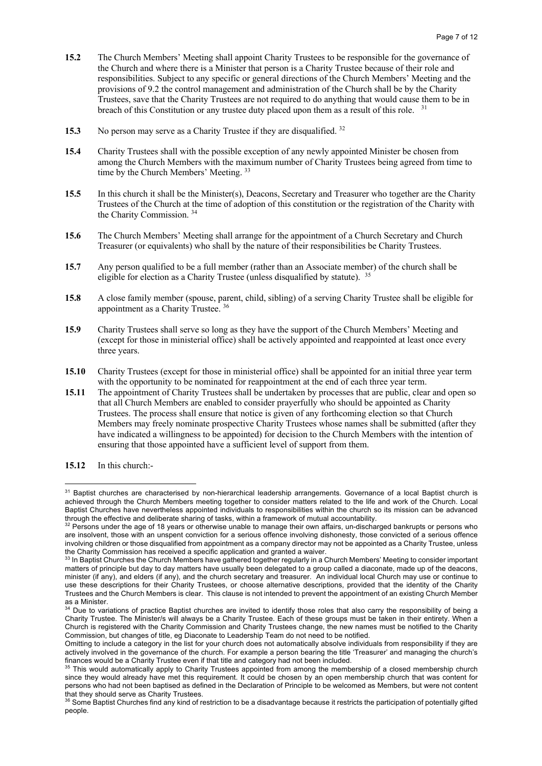**15.2** The Church Members' Meeting shall appoint Charity Trustees to be responsible for the governance of the Church and where there is a Minister that person is a Charity Trustee because of their role and responsibilities. Subject to any specific or general directions of the Church Members' Meeting and the provisions of 9.2 the control management and administration of the Church shall be by the Charity Trustees, save that the Charity Trustees are not required to do anything that would cause them to be in breach of this Constitution or any trustee duty placed upon them as a result of this role. [31]

**15.3** No person may serve as a Charity Trustee if they are disqualified. [32]

**15.4** Charity Trustees shall with the possible exception of any newly appointed Minister be chosen from among the Church Members with the maximum number of Charity Trustees being agreed from time to time by the Church Members' Meeting. [33]

**15.5** In this church it shall be the Minister(s), Deacons, Secretary and Treasurer who together are the Charity Trustees of the Church at the time of adoption of this constitution or the registration of the Charity with the Charity Commission. [34]

**15.6** The Church Members' Meeting shall arrange for the appointment of a Church Secretary and Church Treasurer (or equivalents) who shall by the nature of their responsibilities be Charity Trustees.

**15.7** Any person qualified to be a full member (rather than an Associate member) of the church shall be eligible for election as a Charity Trustee (unless disqualified by statute). [35]

**15.8** A close family member (spouse, parent, child, sibling) of a serving Charity Trustee shall be eligible for appointment as a Charity Trustee. [36]

**15.9** Charity Trustees shall serve so long as they have the support of the Church Members' Meeting and (except for those in ministerial office) shall be actively appointed and reappointed at least once every three years.

**15.10** Charity Trustees (except for those in ministerial office) shall be appointed for an initial three year term with the opportunity to be nominated for reappointment at the end of each three year term.

**15.11** The appointment of Charity Trustees shall be undertaken by processes that are public, clear and open so that all Church Members are enabled to consider prayerfully who should be appointed as Charity Trustees. The process shall ensure that notice is given of any forthcoming election so that Church Members may freely nominate prospective Charity Trustees whose names shall be submitted (after they have indicated a willingness to be appointed) for decision to the Church Members with the intention of ensuring that those appointed have a sufficient level of support from them.

**15.12** In this church:-

---

[31] Baptist churches are characterised by non-hierarchical leadership arrangements. Governance of a local Baptist church is achieved through the Church Members meeting together to consider matters related to the life and work of the Church. Local Baptist Churches have nevertheless appointed individuals to responsibilities within the church so its mission can be advanced through the effective and deliberate sharing of tasks, within a framework of mutual accountability.

[32] Persons under the age of 18 years or otherwise unable to manage their own affairs, un-discharged bankrupts or persons who are insolvent, those with an unspent conviction for a serious offence involving dishonesty, those convicted of a serious offence involving children or those disqualified from appointment as a company director may not be appointed as a Charity Trustee, unless the Charity Commission has received a specific application and granted a waiver.

[33] In Baptist Churches the Church Members have gathered together regularly in a Church Members' Meeting to consider important matters of principle but day to day matters have usually been delegated to a group called a diaconate, made up of the deacons, minister (if any), and elders (if any), and the church secretary and treasurer. An individual local Church may use or continue to use these descriptions for their Charity Trustees, or choose alternative descriptions, provided that the identity of the Charity Trustees and the Church Members is clear. This clause is not intended to prevent the appointment of an existing Church Member as a Minister.

[34] Due to variations of practice Baptist churches are invited to identify those roles that also carry the responsibility of being a Charity Trustee. The Minister/s will always be a Charity Trustee. Each of these groups must be taken in their entirety. When a Church is registered with the Charity Commission and Charity Trustees change, the new names must be notified to the Charity Commission, but changes of title, eg Diaconate to Leadership Team do not need to be notified.

Omitting to include a category in the list for your church does not automatically absolve individuals from responsibility if they are actively involved in the governance of the church. For example a person bearing the title 'Treasurer' and managing the church's finances would be a Charity Trustee even if that title and category had not been included.

[35] This would automatically apply to Charity Trustees appointed from among the membership of a closed membership church since they would already have met this requirement. It could be chosen by an open membership church that was content for persons who had not been baptised as defined in the Declaration of Principle to be welcomed as Members, but were not content that they should serve as Charity Trustees.

[36] Some Baptist Churches find any kind of restriction to be a disadvantage because it restricts the participation of potentially gifted people.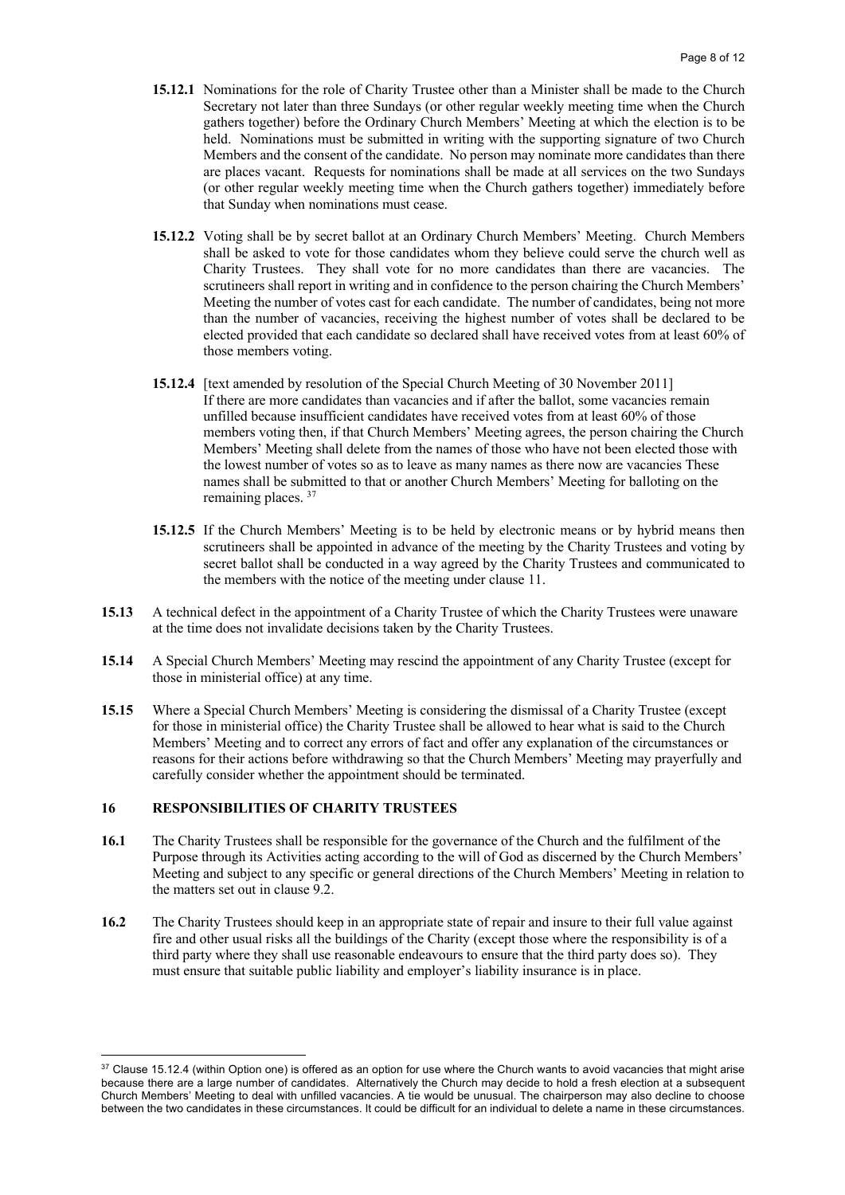**15.12.1** Nominations for the role of Charity Trustee other than a Minister shall be made to the Church Secretary not later than three Sundays (or other regular weekly meeting time when the Church gathers together) before the Ordinary Church Members' Meeting at which the election is to be held. Nominations must be submitted in writing with the supporting signature of two Church Members and the consent of the candidate. No person may nominate more candidates than there are places vacant. Requests for nominations shall be made at all services on the two Sundays (or other regular weekly meeting time when the Church gathers together) immediately before that Sunday when nominations must cease.

**15.12.2** Voting shall be by secret ballot at an Ordinary Church Members' Meeting. Church Members shall be asked to vote for those candidates whom they believe could serve the church well as Charity Trustees. They shall vote for no more candidates than there are vacancies. The scrutineers shall report in writing and in confidence to the person chairing the Church Members' Meeting the number of votes cast for each candidate. The number of candidates, being not more than the number of vacancies, receiving the highest number of votes shall be declared to be elected provided that each candidate so declared shall have received votes from at least 60% of those members voting.

**15.12.4** [text amended by resolution of the Special Church Meeting of 30 November 2011] If there are more candidates than vacancies and if after the ballot, some vacancies remain unfilled because insufficient candidates have received votes from at least 60% of those members voting then, if that Church Members' Meeting agrees, the person chairing the Church Members' Meeting shall delete from the names of those who have not been elected those with the lowest number of votes so as to leave as many names as there now are vacancies These names shall be submitted to that or another Church Members' Meeting for balloting on the remaining places. [37]

**15.12.5** If the Church Members' Meeting is to be held by electronic means or by hybrid means then scrutineers shall be appointed in advance of the meeting by the Charity Trustees and voting by secret ballot shall be conducted in a way agreed by the Charity Trustees and communicated to the members with the notice of the meeting under clause 11.

**15.13** A technical defect in the appointment of a Charity Trustee of which the Charity Trustees were unaware at the time does not invalidate decisions taken by the Charity Trustees.

**15.14** A Special Church Members' Meeting may rescind the appointment of any Charity Trustee (except for those in ministerial office) at any time.

**15.15** Where a Special Church Members' Meeting is considering the dismissal of a Charity Trustee (except for those in ministerial office) the Charity Trustee shall be allowed to hear what is said to the Church Members' Meeting and to correct any errors of fact and offer any explanation of the circumstances or reasons for their actions before withdrawing so that the Church Members' Meeting may prayerfully and carefully consider whether the appointment should be terminated.

## 16 RESPONSIBILITIES OF CHARITY TRUSTEES

**16.1** The Charity Trustees shall be responsible for the governance of the Church and the fulfilment of the Purpose through its Activities acting according to the will of God as discerned by the Church Members' Meeting and subject to any specific or general directions of the Church Members' Meeting in relation to the matters set out in clause 9.2.

**16.2** The Charity Trustees should keep in an appropriate state of repair and insure to their full value against fire and other usual risks all the buildings of the Charity (except those where the responsibility is of a third party where they shall use reasonable endeavours to ensure that the third party does so). They must ensure that suitable public liability and employer's liability insurance is in place.

---

[37] Clause 15.12.4 (within Option one) is offered as an option for use where the Church wants to avoid vacancies that might arise because there are a large number of candidates. Alternatively the Church may decide to hold a fresh election at a subsequent Church Members' Meeting to deal with unfilled vacancies. A tie would be unusual. The chairperson may also decline to choose between the two candidates in these circumstances. It could be difficult for an individual to delete a name in these circumstances.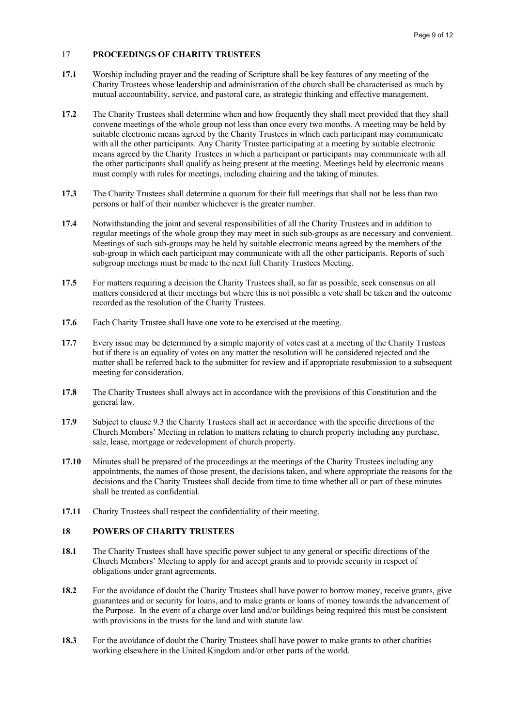## 17 PROCEEDINGS OF CHARITY TRUSTEES

**17.1** Worship including prayer and the reading of Scripture shall be key features of any meeting of the Charity Trustees whose leadership and administration of the church shall be characterised as much by mutual accountability, service, and pastoral care, as strategic thinking and effective management.

**17.2** The Charity Trustees shall determine when and how frequently they shall meet provided that they shall convene meetings of the whole group not less than once every two months. A meeting may be held by suitable electronic means agreed by the Charity Trustees in which each participant may communicate with all the other participants. Any Charity Trustee participating at a meeting by suitable electronic means agreed by the Charity Trustees in which a participant or participants may communicate with all the other participants shall qualify as being present at the meeting. Meetings held by electronic means must comply with rules for meetings, including chairing and the taking of minutes.

**17.3** The Charity Trustees shall determine a quorum for their full meetings that shall not be less than two persons or half of their number whichever is the greater number.

**17.4** Notwithstanding the joint and several responsibilities of all the Charity Trustees and in addition to regular meetings of the whole group they may meet in such sub-groups as are necessary and convenient. Meetings of such sub-groups may be held by suitable electronic means agreed by the members of the sub-group in which each participant may communicate with all the other participants. Reports of such subgroup meetings must be made to the next full Charity Trustees Meeting.

**17.5** For matters requiring a decision the Charity Trustees shall, so far as possible, seek consensus on all matters considered at their meetings but where this is not possible a vote shall be taken and the outcome recorded as the resolution of the Charity Trustees.

**17.6** Each Charity Trustee shall have one vote to be exercised at the meeting.

**17.7** Every issue may be determined by a simple majority of votes cast at a meeting of the Charity Trustees but if there is an equality of votes on any matter the resolution will be considered rejected and the matter shall be referred back to the submitter for review and if appropriate resubmission to a subsequent meeting for consideration.

**17.8** The Charity Trustees shall always act in accordance with the provisions of this Constitution and the general law.

**17.9** Subject to clause 9.3 the Charity Trustees shall act in accordance with the specific directions of the Church Members' Meeting in relation to matters relating to church property including any purchase, sale, lease, mortgage or redevelopment of church property.

**17.10** Minutes shall be prepared of the proceedings at the meetings of the Charity Trustees including any appointments, the names of those present, the decisions taken, and where appropriate the reasons for the decisions and the Charity Trustees shall decide from time to time whether all or part of these minutes shall be treated as confidential.

**17.11** Charity Trustees shall respect the confidentiality of their meeting.

## 18 POWERS OF CHARITY TRUSTEES

**18.1** The Charity Trustees shall have specific power subject to any general or specific directions of the Church Members' Meeting to apply for and accept grants and to provide security in respect of obligations under grant agreements.

**18.2** For the avoidance of doubt the Charity Trustees shall have power to borrow money, receive grants, give guarantees and or security for loans, and to make grants or loans of money towards the advancement of the Purpose. In the event of a charge over land and/or buildings being required this must be consistent with provisions in the trusts for the land and with statute law.

**18.3** For the avoidance of doubt the Charity Trustees shall have power to make grants to other charities working elsewhere in the United Kingdom and/or other parts of the world.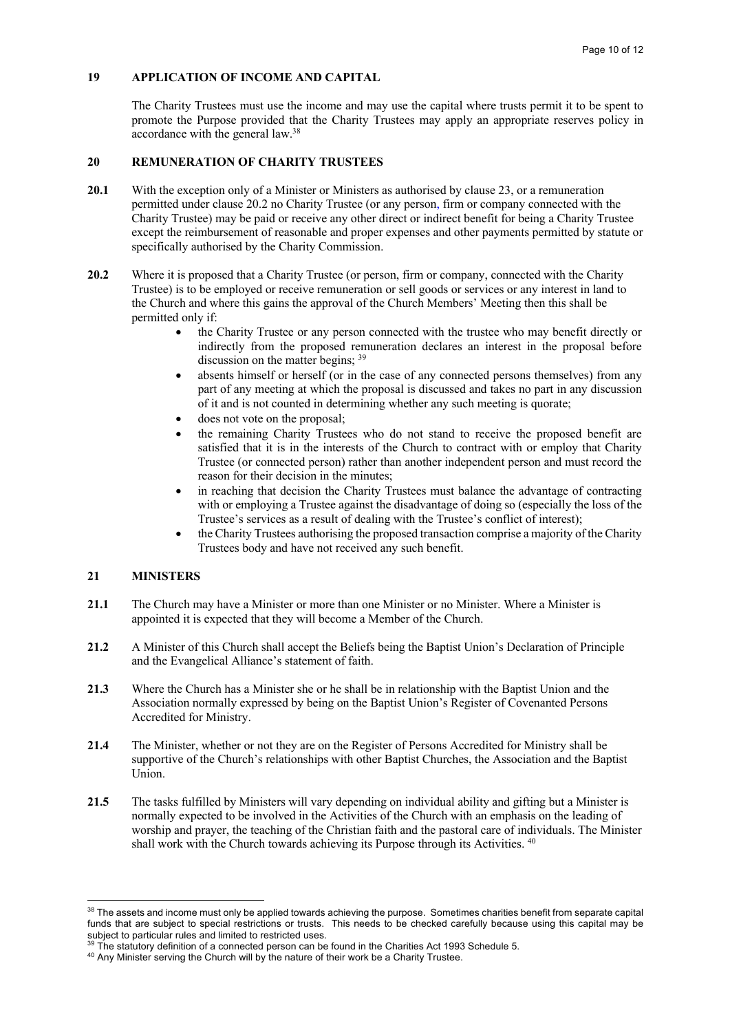## 19 APPLICATION OF INCOME AND CAPITAL

The Charity Trustees must use the income and may use the capital where trusts permit it to be spent to promote the Purpose provided that the Charity Trustees may apply an appropriate reserves policy in accordance with the general law.[38]

## 20 REMUNERATION OF CHARITY TRUSTEES

**20.1** With the exception only of a Minister or Ministers as authorised by clause 23, or a remuneration permitted under clause 20.2 no Charity Trustee (or any person, firm or company connected with the Charity Trustee) may be paid or receive any other direct or indirect benefit for being a Charity Trustee except the reimbursement of reasonable and proper expenses and other payments permitted by statute or specifically authorised by the Charity Commission.

**20.2** Where it is proposed that a Charity Trustee (or person, firm or company, connected with the Charity Trustee) is to be employed or receive remuneration or sell goods or services or any interest in land to the Church and where this gains the approval of the Church Members' Meeting then this shall be permitted only if:

- the Charity Trustee or any person connected with the trustee who may benefit directly or indirectly from the proposed remuneration declares an interest in the proposal before discussion on the matter begins; [39]
- absents himself or herself (or in the case of any connected persons themselves) from any part of any meeting at which the proposal is discussed and takes no part in any discussion of it and is not counted in determining whether any such meeting is quorate;
- does not vote on the proposal;
- the remaining Charity Trustees who do not stand to receive the proposed benefit are satisfied that it is in the interests of the Church to contract with or employ that Charity Trustee (or connected person) rather than another independent person and must record the reason for their decision in the minutes;
- in reaching that decision the Charity Trustees must balance the advantage of contracting with or employing a Trustee against the disadvantage of doing so (especially the loss of the Trustee's services as a result of dealing with the Trustee's conflict of interest);
- the Charity Trustees authorising the proposed transaction comprise a majority of the Charity Trustees body and have not received any such benefit.

## 21 MINISTERS

**21.1** The Church may have a Minister or more than one Minister or no Minister. Where a Minister is appointed it is expected that they will become a Member of the Church.

**21.2** A Minister of this Church shall accept the Beliefs being the Baptist Union's Declaration of Principle and the Evangelical Alliance's statement of faith.

**21.3** Where the Church has a Minister she or he shall be in relationship with the Baptist Union and the Association normally expressed by being on the Baptist Union's Register of Covenanted Persons Accredited for Ministry.

**21.4** The Minister, whether or not they are on the Register of Persons Accredited for Ministry shall be supportive of the Church's relationships with other Baptist Churches, the Association and the Baptist Union.

**21.5** The tasks fulfilled by Ministers will vary depending on individual ability and gifting but a Minister is normally expected to be involved in the Activities of the Church with an emphasis on the leading of worship and prayer, the teaching of the Christian faith and the pastoral care of individuals. The Minister shall work with the Church towards achieving its Purpose through its Activities. [40]

---

[38] The assets and income must only be applied towards achieving the purpose. Sometimes charities benefit from separate capital funds that are subject to special restrictions or trusts. This needs to be checked carefully because using this capital may be subject to particular rules and limited to restricted uses.

[39] The statutory definition of a connected person can be found in the Charities Act 1993 Schedule 5.

[40] Any Minister serving the Church will by the nature of their work be a Charity Trustee.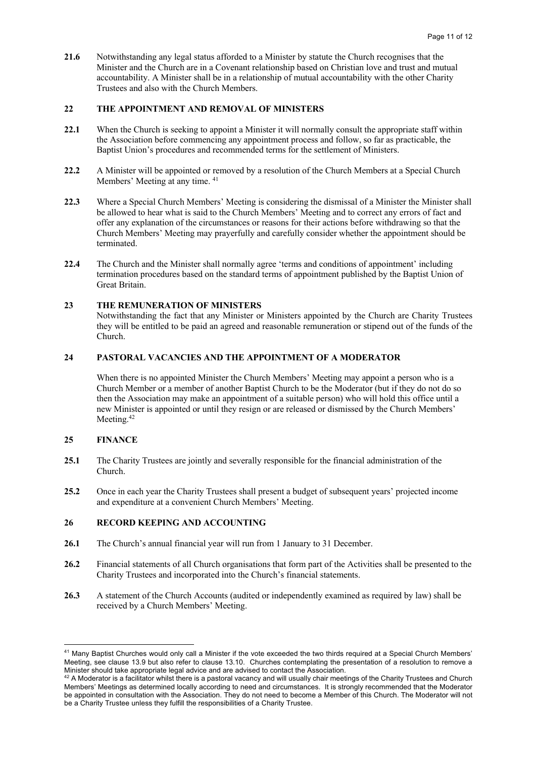**21.6** Notwithstanding any legal status afforded to a Minister by statute the Church recognises that the Minister and the Church are in a Covenant relationship based on Christian love and trust and mutual accountability. A Minister shall be in a relationship of mutual accountability with the other Charity Trustees and also with the Church Members.

## 22 THE APPOINTMENT AND REMOVAL OF MINISTERS

**22.1** When the Church is seeking to appoint a Minister it will normally consult the appropriate staff within the Association before commencing any appointment process and follow, so far as practicable, the Baptist Union's procedures and recommended terms for the settlement of Ministers.

**22.2** A Minister will be appointed or removed by a resolution of the Church Members at a Special Church Members' Meeting at any time. [41]

**22.3** Where a Special Church Members' Meeting is considering the dismissal of a Minister the Minister shall be allowed to hear what is said to the Church Members' Meeting and to correct any errors of fact and offer any explanation of the circumstances or reasons for their actions before withdrawing so that the Church Members' Meeting may prayerfully and carefully consider whether the appointment should be terminated.

**22.4** The Church and the Minister shall normally agree 'terms and conditions of appointment' including termination procedures based on the standard terms of appointment published by the Baptist Union of Great Britain.

## 23 THE REMUNERATION OF MINISTERS

Notwithstanding the fact that any Minister or Ministers appointed by the Church are Charity Trustees they will be entitled to be paid an agreed and reasonable remuneration or stipend out of the funds of the Church.

## 24 PASTORAL VACANCIES AND THE APPOINTMENT OF A MODERATOR

When there is no appointed Minister the Church Members' Meeting may appoint a person who is a Church Member or a member of another Baptist Church to be the Moderator (but if they do not do so then the Association may make an appointment of a suitable person) who will hold this office until a new Minister is appointed or until they resign or are released or dismissed by the Church Members' Meeting.[42]

## 25 FINANCE

**25.1** The Charity Trustees are jointly and severally responsible for the financial administration of the Church.

**25.2** Once in each year the Charity Trustees shall present a budget of subsequent years' projected income and expenditure at a convenient Church Members' Meeting.

## 26 RECORD KEEPING AND ACCOUNTING

**26.1** The Church's annual financial year will run from 1 January to 31 December.

**26.2** Financial statements of all Church organisations that form part of the Activities shall be presented to the Charity Trustees and incorporated into the Church's financial statements.

**26.3** A statement of the Church Accounts (audited or independently examined as required by law) shall be received by a Church Members' Meeting.

---

[41] Many Baptist Churches would only call a Minister if the vote exceeded the two thirds required at a Special Church Members' Meeting, see clause 13.9 but also refer to clause 13.10. Churches contemplating the presentation of a resolution to remove a Minister should take appropriate legal advice and are advised to contact the Association.

[42] A Moderator is a facilitator whilst there is a pastoral vacancy and will usually chair meetings of the Charity Trustees and Church Members' Meetings as determined locally according to need and circumstances. It is strongly recommended that the Moderator be appointed in consultation with the Association. They do not need to become a Member of this Church. The Moderator will not be a Charity Trustee unless they fulfill the responsibilities of a Charity Trustee.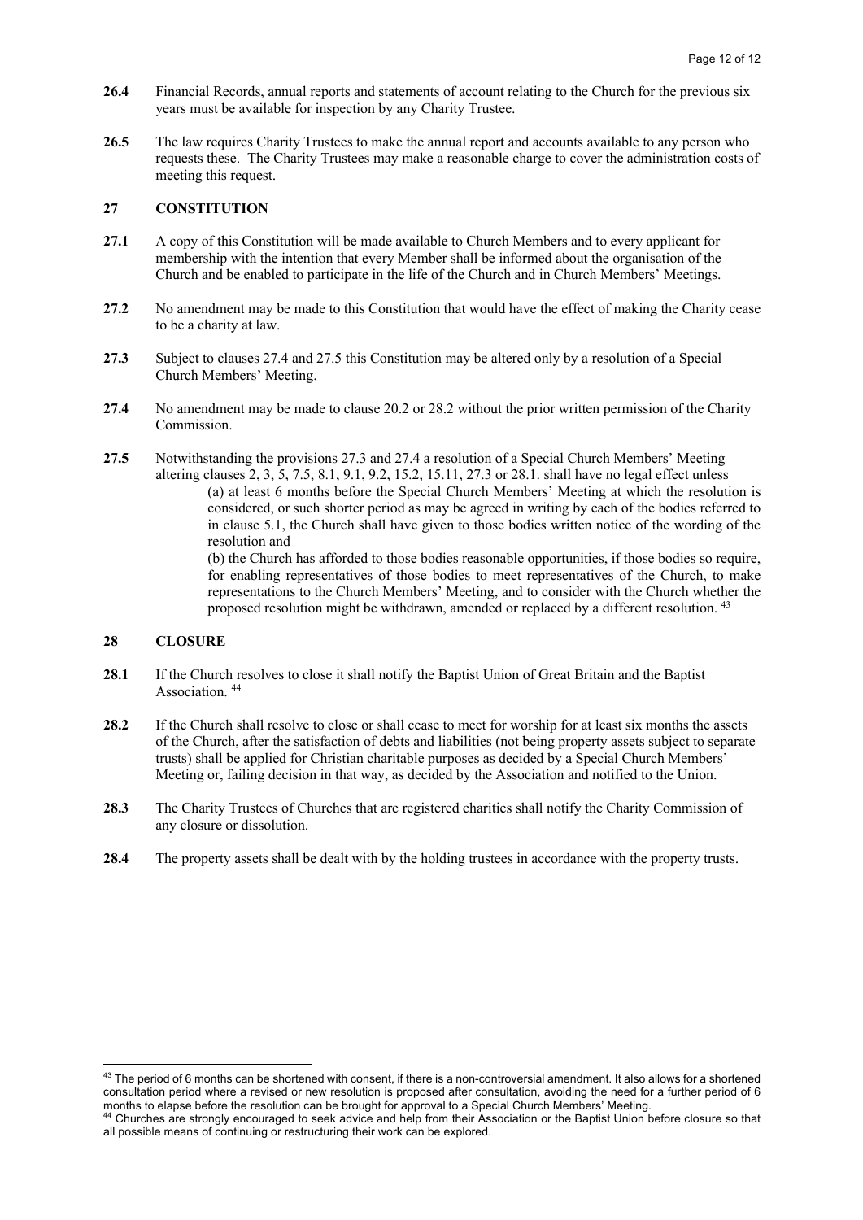**26.4** Financial Records, annual reports and statements of account relating to the Church for the previous six years must be available for inspection by any Charity Trustee.

**26.5** The law requires Charity Trustees to make the annual report and accounts available to any person who requests these. The Charity Trustees may make a reasonable charge to cover the administration costs of meeting this request.

## 27 CONSTITUTION

**27.1** A copy of this Constitution will be made available to Church Members and to every applicant for membership with the intention that every Member shall be informed about the organisation of the Church and be enabled to participate in the life of the Church and in Church Members' Meetings.

**27.2** No amendment may be made to this Constitution that would have the effect of making the Charity cease to be a charity at law.

**27.3** Subject to clauses 27.4 and 27.5 this Constitution may be altered only by a resolution of a Special Church Members' Meeting.

**27.4** No amendment may be made to clause 20.2 or 28.2 without the prior written permission of the Charity Commission.

**27.5** Notwithstanding the provisions 27.3 and 27.4 a resolution of a Special Church Members' Meeting altering clauses 2, 3, 5, 7.5, 8.1, 9.1, 9.2, 15.2, 15.11, 27.3 or 28.1. shall have no legal effect unless

(a) at least 6 months before the Special Church Members' Meeting at which the resolution is considered, or such shorter period as may be agreed in writing by each of the bodies referred to in clause 5.1, the Church shall have given to those bodies written notice of the wording of the resolution and

(b) the Church has afforded to those bodies reasonable opportunities, if those bodies so require, for enabling representatives of those bodies to meet representatives of the Church, to make representations to the Church Members' Meeting, and to consider with the Church whether the proposed resolution might be withdrawn, amended or replaced by a different resolution. [43]

## 28 CLOSURE

**28.1** If the Church resolves to close it shall notify the Baptist Union of Great Britain and the Baptist Association. [44]

**28.2** If the Church shall resolve to close or shall cease to meet for worship for at least six months the assets of the Church, after the satisfaction of debts and liabilities (not being property assets subject to separate trusts) shall be applied for Christian charitable purposes as decided by a Special Church Members' Meeting or, failing decision in that way, as decided by the Association and notified to the Union.

**28.3** The Charity Trustees of Churches that are registered charities shall notify the Charity Commission of any closure or dissolution.

**28.4** The property assets shall be dealt with by the holding trustees in accordance with the property trusts.

---

[43] The period of 6 months can be shortened with consent, if there is a non-controversial amendment. It also allows for a shortened consultation period where a revised or new resolution is proposed after consultation, avoiding the need for a further period of 6 months to elapse before the resolution can be brought for approval to a Special Church Members' Meeting.

[44] Churches are strongly encouraged to seek advice and help from their Association or the Baptist Union before closure so that all possible means of continuing or restructuring their work can be explored.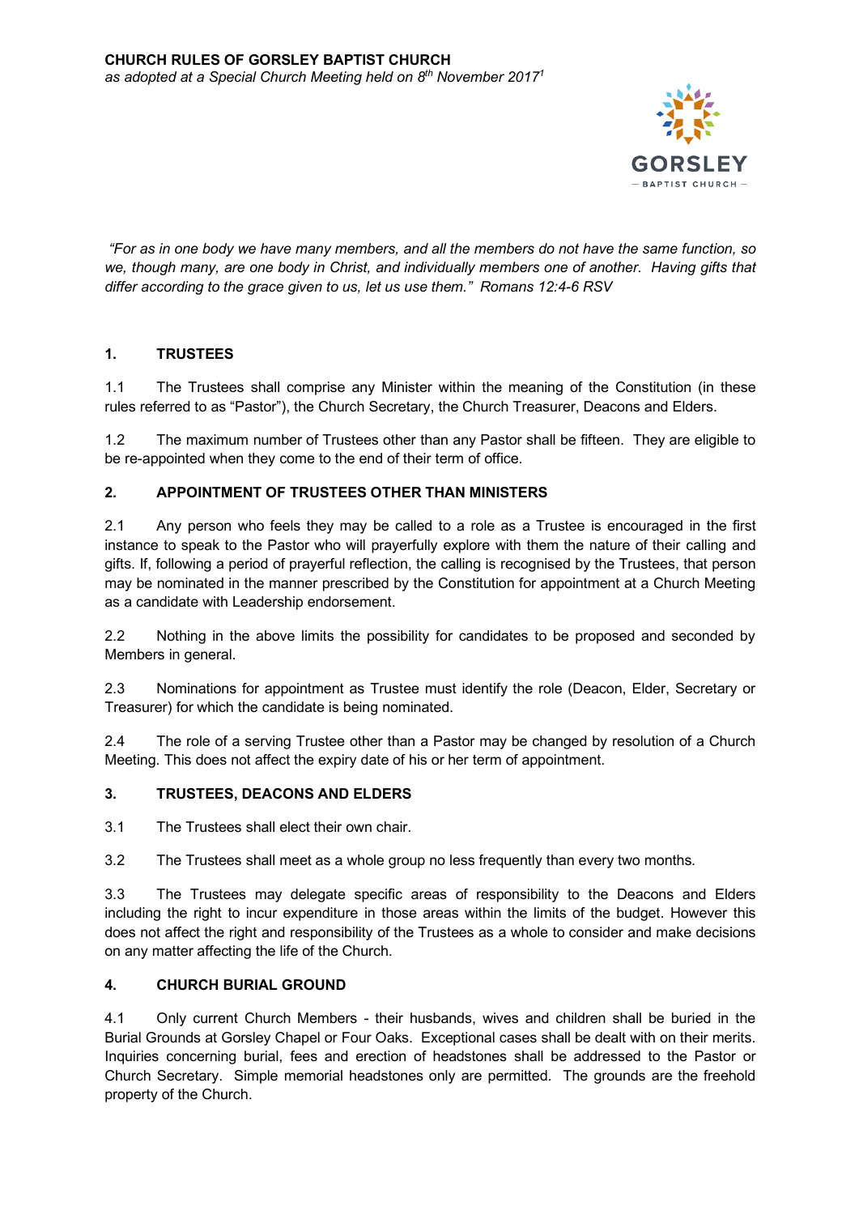**CHURCH RULES OF GORSLEY BAPTIST CHURCH**
*as adopted at a Special Church Meeting held on 8th November 2017*[1]

*"For as in one body we have many members, and all the members do not have the same function, so we, though many, are one body in Christ, and individually members one of another. Having gifts that differ according to the grace given to us, let us use them." Romans 12:4-6 RSV*

## 1. TRUSTEES

1.1 The Trustees shall comprise any Minister within the meaning of the Constitution (in these rules referred to as "Pastor"), the Church Secretary, the Church Treasurer, Deacons and Elders.

1.2 The maximum number of Trustees other than any Pastor shall be fifteen. They are eligible to be re-appointed when they come to the end of their term of office.

## 2. APPOINTMENT OF TRUSTEES OTHER THAN MINISTERS

2.1 Any person who feels they may be called to a role as a Trustee is encouraged in the first instance to speak to the Pastor who will prayerfully explore with them the nature of their calling and gifts. If, following a period of prayerful reflection, the calling is recognised by the Trustees, that person may be nominated in the manner prescribed by the Constitution for appointment at a Church Meeting as a candidate with Leadership endorsement.

2.2 Nothing in the above limits the possibility for candidates to be proposed and seconded by Members in general.

2.3 Nominations for appointment as Trustee must identify the role (Deacon, Elder, Secretary or Treasurer) for which the candidate is being nominated.

2.4 The role of a serving Trustee other than a Pastor may be changed by resolution of a Church Meeting. This does not affect the expiry date of his or her term of appointment.

## 3. TRUSTEES, DEACONS AND ELDERS

3.1 The Trustees shall elect their own chair.

3.2 The Trustees shall meet as a whole group no less frequently than every two months.

3.3 The Trustees may delegate specific areas of responsibility to the Deacons and Elders including the right to incur expenditure in those areas within the limits of the budget. However this does not affect the right and responsibility of the Trustees as a whole to consider and make decisions on any matter affecting the life of the Church.

## 4. CHURCH BURIAL GROUND

4.1 Only current Church Members - their husbands, wives and children shall be buried in the Burial Grounds at Gorsley Chapel or Four Oaks. Exceptional cases shall be dealt with on their merits. Inquiries concerning burial, fees and erection of headstones shall be addressed to the Pastor or Church Secretary. Simple memorial headstones only are permitted. The grounds are the freehold property of the Church.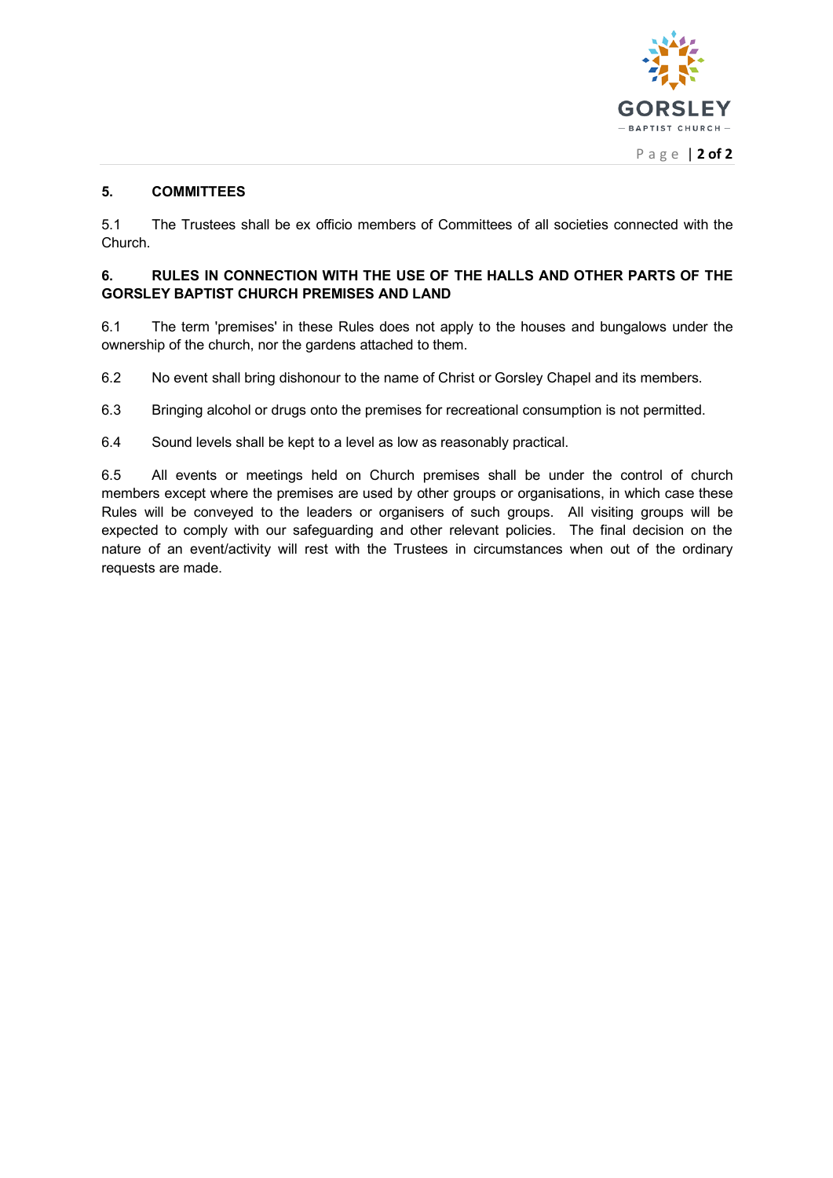## 5. COMMITTEES

5.1 The Trustees shall be ex officio members of Committees of all societies connected with the Church.

## 6. RULES IN CONNECTION WITH THE USE OF THE HALLS AND OTHER PARTS OF THE GORSLEY BAPTIST CHURCH PREMISES AND LAND

6.1 The term 'premises' in these Rules does not apply to the houses and bungalows under the ownership of the church, nor the gardens attached to them.

6.2 No event shall bring dishonour to the name of Christ or Gorsley Chapel and its members.

6.3 Bringing alcohol or drugs onto the premises for recreational consumption is not permitted.

6.4 Sound levels shall be kept to a level as low as reasonably practical.

6.5 All events or meetings held on Church premises shall be under the control of church members except where the premises are used by other groups or organisations, in which case these Rules will be conveyed to the leaders or organisers of such groups. All visiting groups will be expected to comply with our safeguarding and other relevant policies. The final decision on the nature of an event/activity will rest with the Trustees in circumstances when out of the ordinary requests are made.